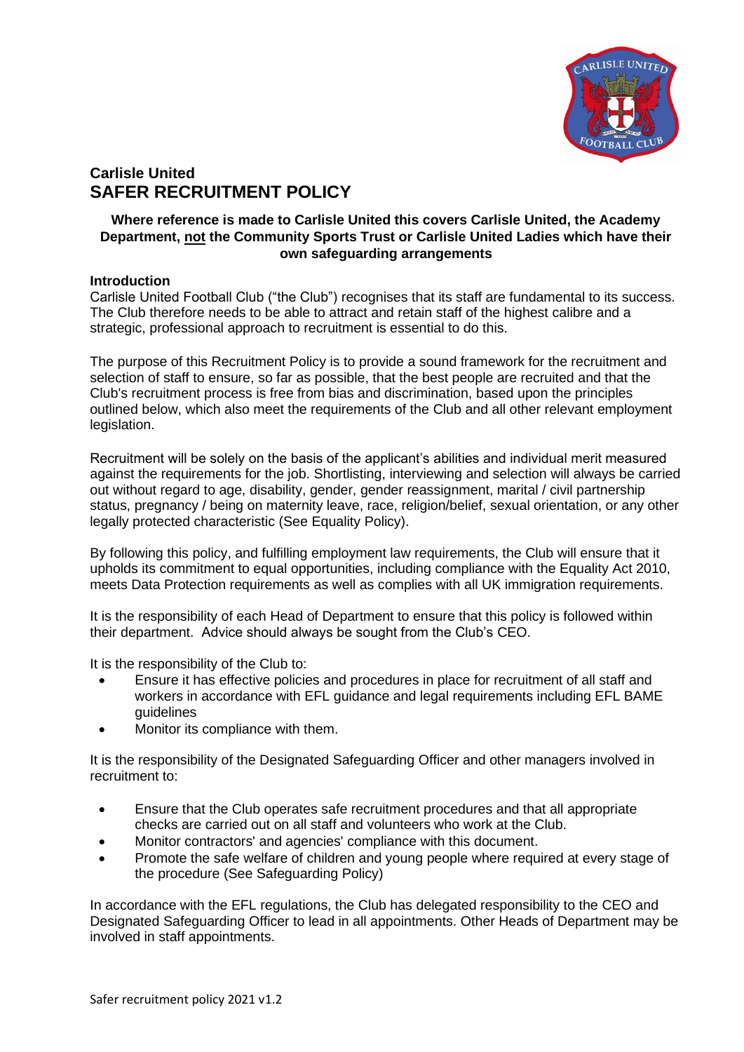# Carlisle United
## SAFER RECRUITMENT POLICY

**Where reference is made to Carlisle United this covers Carlisle United, the Academy Department, not the Community Sports Trust or Carlisle United Ladies which have their own safeguarding arrangements**

### Introduction

Carlisle United Football Club ("the Club") recognises that its staff are fundamental to its success. The Club therefore needs to be able to attract and retain staff of the highest calibre and a strategic, professional approach to recruitment is essential to do this.

The purpose of this Recruitment Policy is to provide a sound framework for the recruitment and selection of staff to ensure, so far as possible, that the best people are recruited and that the Club's recruitment process is free from bias and discrimination, based upon the principles outlined below, which also meet the requirements of the Club and all other relevant employment legislation.

Recruitment will be solely on the basis of the applicant's abilities and individual merit measured against the requirements for the job. Shortlisting, interviewing and selection will always be carried out without regard to age, disability, gender, gender reassignment, marital / civil partnership status, pregnancy / being on maternity leave, race, religion/belief, sexual orientation, or any other legally protected characteristic (See Equality Policy).

By following this policy, and fulfilling employment law requirements, the Club will ensure that it upholds its commitment to equal opportunities, including compliance with the Equality Act 2010, meets Data Protection requirements as well as complies with all UK immigration requirements.

It is the responsibility of each Head of Department to ensure that this policy is followed within their department. Advice should always be sought from the Club's CEO.

It is the responsibility of the Club to:

- Ensure it has effective policies and procedures in place for recruitment of all staff and workers in accordance with EFL guidance and legal requirements including EFL BAME guidelines
- Monitor its compliance with them.

It is the responsibility of the Designated Safeguarding Officer and other managers involved in recruitment to:

- Ensure that the Club operates safe recruitment procedures and that all appropriate checks are carried out on all staff and volunteers who work at the Club.
- Monitor contractors' and agencies' compliance with this document.
- Promote the safe welfare of children and young people where required at every stage of the procedure (See Safeguarding Policy)

In accordance with the EFL regulations, the Club has delegated responsibility to the CEO and Designated Safeguarding Officer to lead in all appointments. Other Heads of Department may be involved in staff appointments.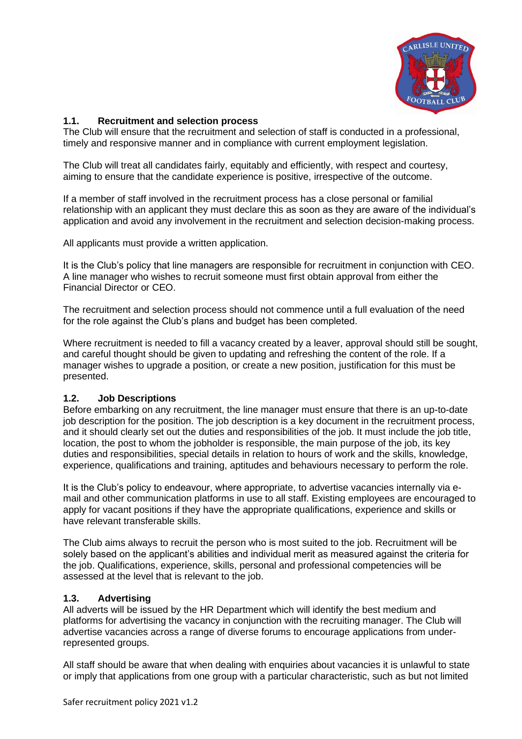### 1.1. Recruitment and selection process

The Club will ensure that the recruitment and selection of staff is conducted in a professional, timely and responsive manner and in compliance with current employment legislation.

The Club will treat all candidates fairly, equitably and efficiently, with respect and courtesy, aiming to ensure that the candidate experience is positive, irrespective of the outcome.

If a member of staff involved in the recruitment process has a close personal or familial relationship with an applicant they must declare this as soon as they are aware of the individual's application and avoid any involvement in the recruitment and selection decision-making process.

All applicants must provide a written application.

It is the Club's policy that line managers are responsible for recruitment in conjunction with CEO. A line manager who wishes to recruit someone must first obtain approval from either the Financial Director or CEO.

The recruitment and selection process should not commence until a full evaluation of the need for the role against the Club's plans and budget has been completed.

Where recruitment is needed to fill a vacancy created by a leaver, approval should still be sought, and careful thought should be given to updating and refreshing the content of the role. If a manager wishes to upgrade a position, or create a new position, justification for this must be presented.

### 1.2. Job Descriptions

Before embarking on any recruitment, the line manager must ensure that there is an up-to-date job description for the position. The job description is a key document in the recruitment process, and it should clearly set out the duties and responsibilities of the job. It must include the job title, location, the post to whom the jobholder is responsible, the main purpose of the job, its key duties and responsibilities, special details in relation to hours of work and the skills, knowledge, experience, qualifications and training, aptitudes and behaviours necessary to perform the role.

It is the Club's policy to endeavour, where appropriate, to advertise vacancies internally via e-mail and other communication platforms in use to all staff. Existing employees are encouraged to apply for vacant positions if they have the appropriate qualifications, experience and skills or have relevant transferable skills.

The Club aims always to recruit the person who is most suited to the job. Recruitment will be solely based on the applicant's abilities and individual merit as measured against the criteria for the job. Qualifications, experience, skills, personal and professional competencies will be assessed at the level that is relevant to the job.

### 1.3. Advertising

All adverts will be issued by the HR Department which will identify the best medium and platforms for advertising the vacancy in conjunction with the recruiting manager. The Club will advertise vacancies across a range of diverse forums to encourage applications from under-represented groups.

All staff should be aware that when dealing with enquiries about vacancies it is unlawful to state or imply that applications from one group with a particular characteristic, such as but not limited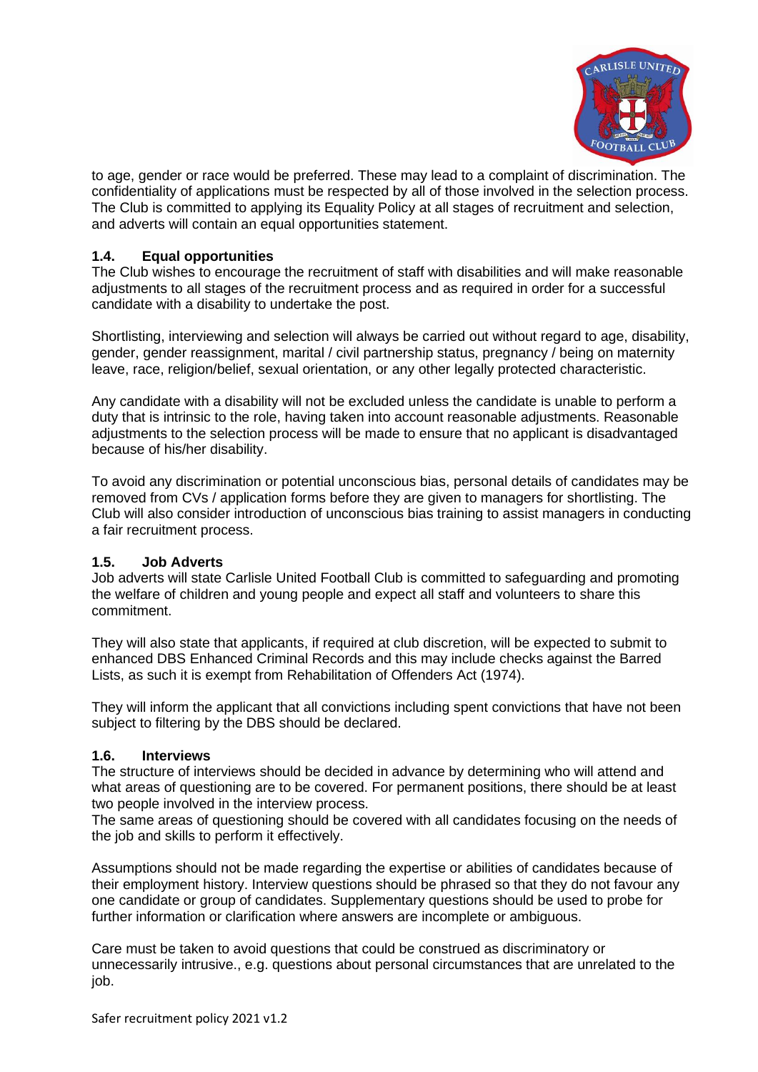to age, gender or race would be preferred. These may lead to a complaint of discrimination. The confidentiality of applications must be respected by all of those involved in the selection process. The Club is committed to applying its Equality Policy at all stages of recruitment and selection, and adverts will contain an equal opportunities statement.

### 1.4. Equal opportunities

The Club wishes to encourage the recruitment of staff with disabilities and will make reasonable adjustments to all stages of the recruitment process and as required in order for a successful candidate with a disability to undertake the post.

Shortlisting, interviewing and selection will always be carried out without regard to age, disability, gender, gender reassignment, marital / civil partnership status, pregnancy / being on maternity leave, race, religion/belief, sexual orientation, or any other legally protected characteristic.

Any candidate with a disability will not be excluded unless the candidate is unable to perform a duty that is intrinsic to the role, having taken into account reasonable adjustments. Reasonable adjustments to the selection process will be made to ensure that no applicant is disadvantaged because of his/her disability.

To avoid any discrimination or potential unconscious bias, personal details of candidates may be removed from CVs / application forms before they are given to managers for shortlisting. The Club will also consider introduction of unconscious bias training to assist managers in conducting a fair recruitment process.

### 1.5. Job Adverts

Job adverts will state Carlisle United Football Club is committed to safeguarding and promoting the welfare of children and young people and expect all staff and volunteers to share this commitment.

They will also state that applicants, if required at club discretion, will be expected to submit to enhanced DBS Enhanced Criminal Records and this may include checks against the Barred Lists, as such it is exempt from Rehabilitation of Offenders Act (1974).

They will inform the applicant that all convictions including spent convictions that have not been subject to filtering by the DBS should be declared.

### 1.6. Interviews

The structure of interviews should be decided in advance by determining who will attend and what areas of questioning are to be covered. For permanent positions, there should be at least two people involved in the interview process.
The same areas of questioning should be covered with all candidates focusing on the needs of the job and skills to perform it effectively.

Assumptions should not be made regarding the expertise or abilities of candidates because of their employment history. Interview questions should be phrased so that they do not favour any one candidate or group of candidates. Supplementary questions should be used to probe for further information or clarification where answers are incomplete or ambiguous.

Care must be taken to avoid questions that could be construed as discriminatory or unnecessarily intrusive., e.g. questions about personal circumstances that are unrelated to the job.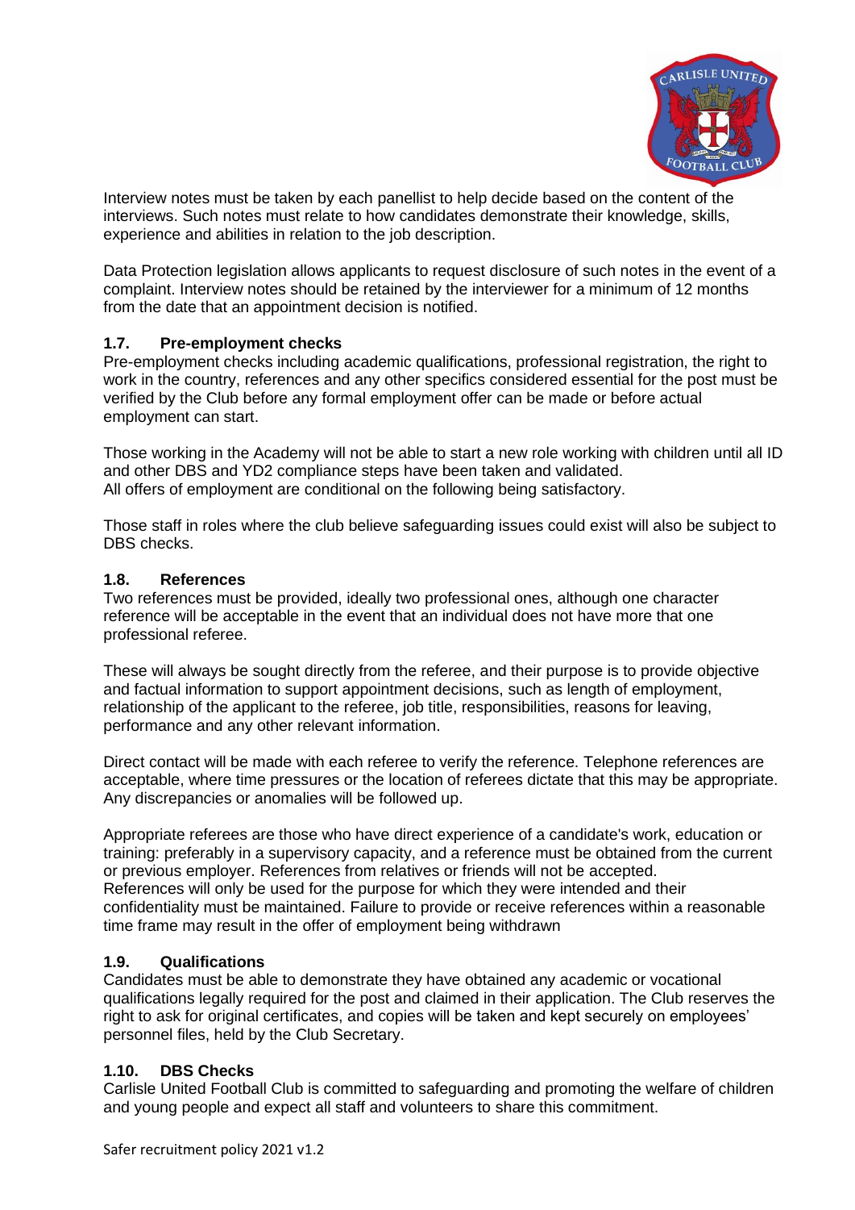Interview notes must be taken by each panellist to help decide based on the content of the interviews. Such notes must relate to how candidates demonstrate their knowledge, skills, experience and abilities in relation to the job description.

Data Protection legislation allows applicants to request disclosure of such notes in the event of a complaint. Interview notes should be retained by the interviewer for a minimum of 12 months from the date that an appointment decision is notified.

### 1.7. Pre-employment checks

Pre-employment checks including academic qualifications, professional registration, the right to work in the country, references and any other specifics considered essential for the post must be verified by the Club before any formal employment offer can be made or before actual employment can start.

Those working in the Academy will not be able to start a new role working with children until all ID and other DBS and YD2 compliance steps have been taken and validated.
All offers of employment are conditional on the following being satisfactory.

Those staff in roles where the club believe safeguarding issues could exist will also be subject to DBS checks.

### 1.8. References

Two references must be provided, ideally two professional ones, although one character reference will be acceptable in the event that an individual does not have more that one professional referee.

These will always be sought directly from the referee, and their purpose is to provide objective and factual information to support appointment decisions, such as length of employment, relationship of the applicant to the referee, job title, responsibilities, reasons for leaving, performance and any other relevant information.

Direct contact will be made with each referee to verify the reference. Telephone references are acceptable, where time pressures or the location of referees dictate that this may be appropriate. Any discrepancies or anomalies will be followed up.

Appropriate referees are those who have direct experience of a candidate's work, education or training: preferably in a supervisory capacity, and a reference must be obtained from the current or previous employer. References from relatives or friends will not be accepted.
References will only be used for the purpose for which they were intended and their confidentiality must be maintained. Failure to provide or receive references within a reasonable time frame may result in the offer of employment being withdrawn

### 1.9. Qualifications

Candidates must be able to demonstrate they have obtained any academic or vocational qualifications legally required for the post and claimed in their application. The Club reserves the right to ask for original certificates, and copies will be taken and kept securely on employees' personnel files, held by the Club Secretary.

### 1.10. DBS Checks

Carlisle United Football Club is committed to safeguarding and promoting the welfare of children and young people and expect all staff and volunteers to share this commitment.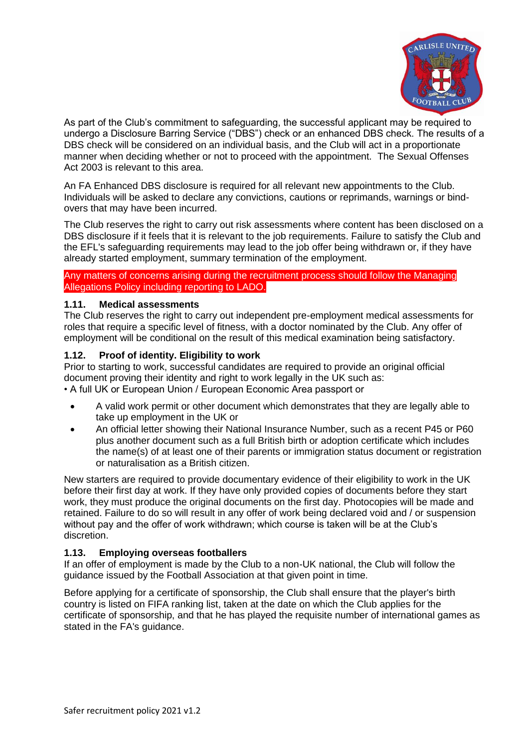As part of the Club's commitment to safeguarding, the successful applicant may be required to undergo a Disclosure Barring Service ("DBS") check or an enhanced DBS check. The results of a DBS check will be considered on an individual basis, and the Club will act in a proportionate manner when deciding whether or not to proceed with the appointment. The Sexual Offenses Act 2003 is relevant to this area.

An FA Enhanced DBS disclosure is required for all relevant new appointments to the Club. Individuals will be asked to declare any convictions, cautions or reprimands, warnings or bind-overs that may have been incurred.

The Club reserves the right to carry out risk assessments where content has been disclosed on a DBS disclosure if it feels that it is relevant to the job requirements. Failure to satisfy the Club and the EFL's safeguarding requirements may lead to the job offer being withdrawn or, if they have already started employment, summary termination of the employment.

Any matters of concerns arising during the recruitment process should follow the Managing Allegations Policy including reporting to LADO.

### 1.11. Medical assessments

The Club reserves the right to carry out independent pre-employment medical assessments for roles that require a specific level of fitness, with a doctor nominated by the Club. Any offer of employment will be conditional on the result of this medical examination being satisfactory.

### 1.12. Proof of identity. Eligibility to work

Prior to starting to work, successful candidates are required to provide an original official document proving their identity and right to work legally in the UK such as:

- A full UK or European Union / European Economic Area passport or
- A valid work permit or other document which demonstrates that they are legally able to take up employment in the UK or
- An official letter showing their National Insurance Number, such as a recent P45 or P60 plus another document such as a full British birth or adoption certificate which includes the name(s) of at least one of their parents or immigration status document or registration or naturalisation as a British citizen.

New starters are required to provide documentary evidence of their eligibility to work in the UK before their first day at work. If they have only provided copies of documents before they start work, they must produce the original documents on the first day. Photocopies will be made and retained. Failure to do so will result in any offer of work being declared void and / or suspension without pay and the offer of work withdrawn; which course is taken will be at the Club's discretion.

### 1.13. Employing overseas footballers

If an offer of employment is made by the Club to a non-UK national, the Club will follow the guidance issued by the Football Association at that given point in time.

Before applying for a certificate of sponsorship, the Club shall ensure that the player's birth country is listed on FIFA ranking list, taken at the date on which the Club applies for the certificate of sponsorship, and that he has played the requisite number of international games as stated in the FA's guidance.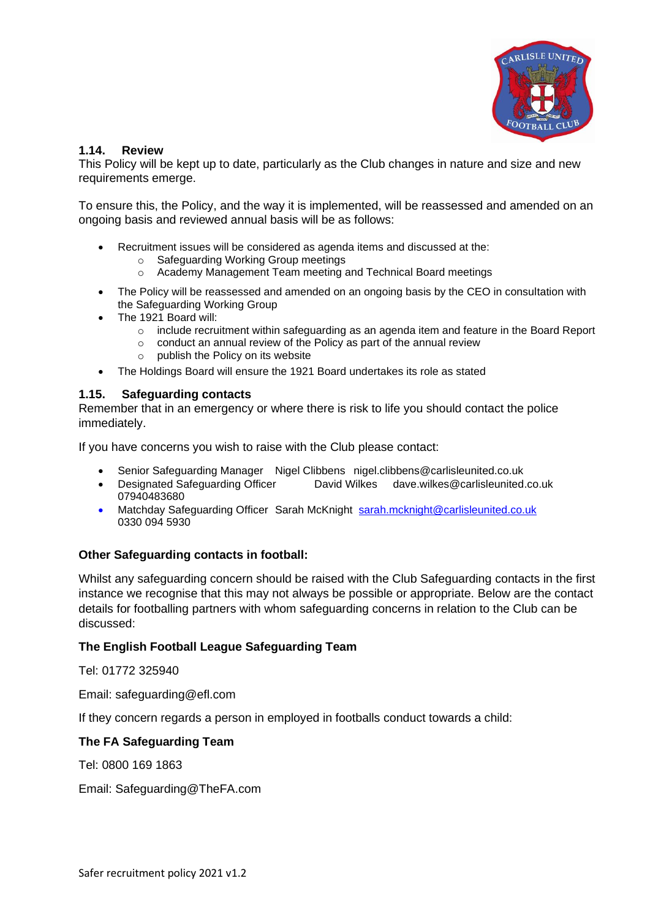### 1.14. Review

This Policy will be kept up to date, particularly as the Club changes in nature and size and new requirements emerge.

To ensure this, the Policy, and the way it is implemented, will be reassessed and amended on an ongoing basis and reviewed annual basis will be as follows:

- Recruitment issues will be considered as agenda items and discussed at the:
  - Safeguarding Working Group meetings
  - Academy Management Team meeting and Technical Board meetings
- The Policy will be reassessed and amended on an ongoing basis by the CEO in consultation with the Safeguarding Working Group
- The 1921 Board will:
  - include recruitment within safeguarding as an agenda item and feature in the Board Report
  - conduct an annual review of the Policy as part of the annual review
  - publish the Policy on its website
- The Holdings Board will ensure the 1921 Board undertakes its role as stated

### 1.15. Safeguarding contacts

Remember that in an emergency or where there is risk to life you should contact the police immediately.

If you have concerns you wish to raise with the Club please contact:

- Senior Safeguarding Manager Nigel Clibbens nigel.clibbens@carlisleunited.co.uk
- Designated Safeguarding Officer David Wilkes dave.wilkes@carlisleunited.co.uk 07940483680
- Matchday Safeguarding Officer Sarah McKnight sarah.mcknight@carlisleunited.co.uk 0330 094 5930

**Other Safeguarding contacts in football:**

Whilst any safeguarding concern should be raised with the Club Safeguarding contacts in the first instance we recognise that this may not always be possible or appropriate. Below are the contact details for footballing partners with whom safeguarding concerns in relation to the Club can be discussed:

**The English Football League Safeguarding Team**

Tel: 01772 325940

Email: safeguarding@efl.com

If they concern regards a person in employed in footballs conduct towards a child:

**The FA Safeguarding Team**

Tel: 0800 169 1863

Email: Safeguarding@TheFA.com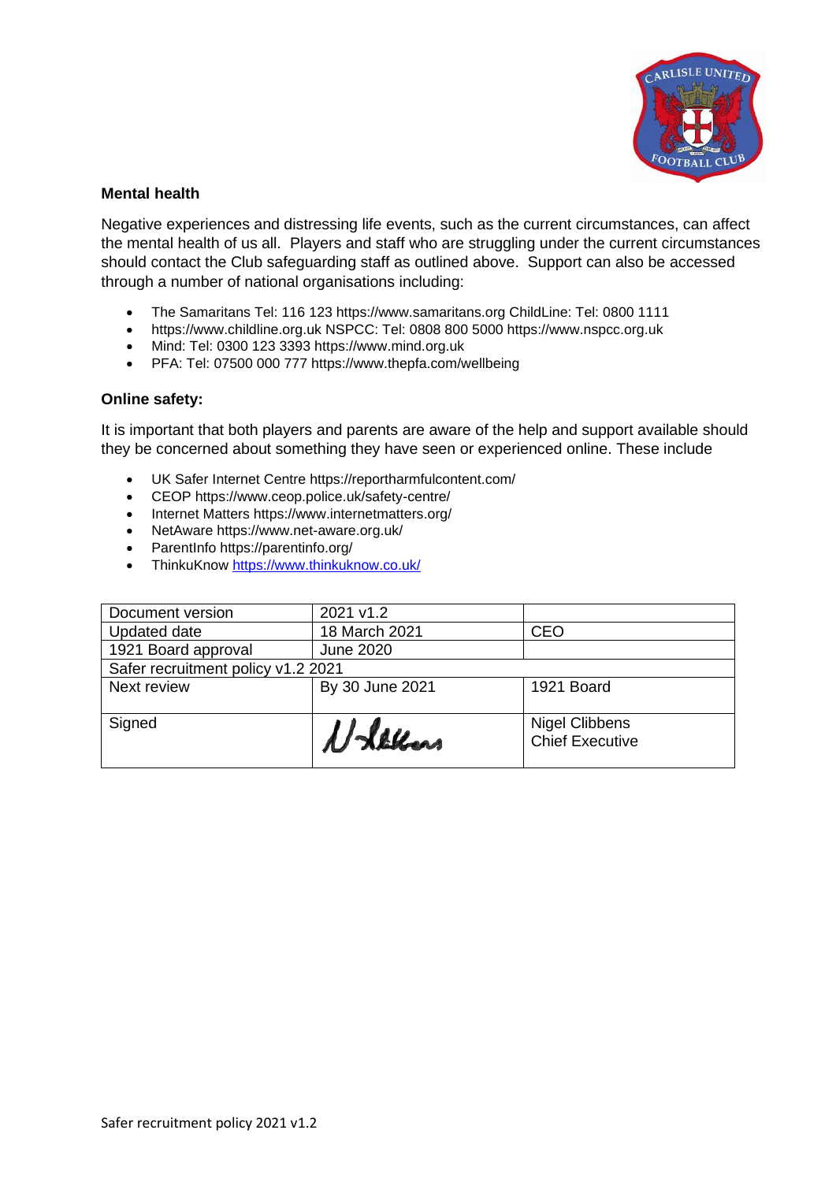**Mental health**

Negative experiences and distressing life events, such as the current circumstances, can affect the mental health of us all. Players and staff who are struggling under the current circumstances should contact the Club safeguarding staff as outlined above. Support can also be accessed through a number of national organisations including:

- The Samaritans Tel: 116 123 https://www.samaritans.org ChildLine: Tel: 0800 1111
- https://www.childline.org.uk NSPCC: Tel: 0808 800 5000 https://www.nspcc.org.uk
- Mind: Tel: 0300 123 3393 https://www.mind.org.uk
- PFA: Tel: 07500 000 777 https://www.thepfa.com/wellbeing

**Online safety:**

It is important that both players and parents are aware of the help and support available should they be concerned about something they have seen or experienced online. These include

- UK Safer Internet Centre https://reportharmfulcontent.com/
- CEOP https://www.ceop.police.uk/safety-centre/
- Internet Matters https://www.internetmatters.org/
- NetAware https://www.net-aware.org.uk/
- ParentInfo https://parentinfo.org/
- ThinkuKnow https://www.thinkuknow.co.uk/

| | | |
|---|---|---|
| Document version | 2021 v1.2 | |
| Updated date | 18 March 2021 | CEO |
| 1921 Board approval | June 2020 | |
| Safer recruitment policy v1.2 2021 | | |
| Next review | By 30 June 2021 | 1921 Board |
| Signed | N Clibbens | Nigel Clibbens<br>Chief Executive |